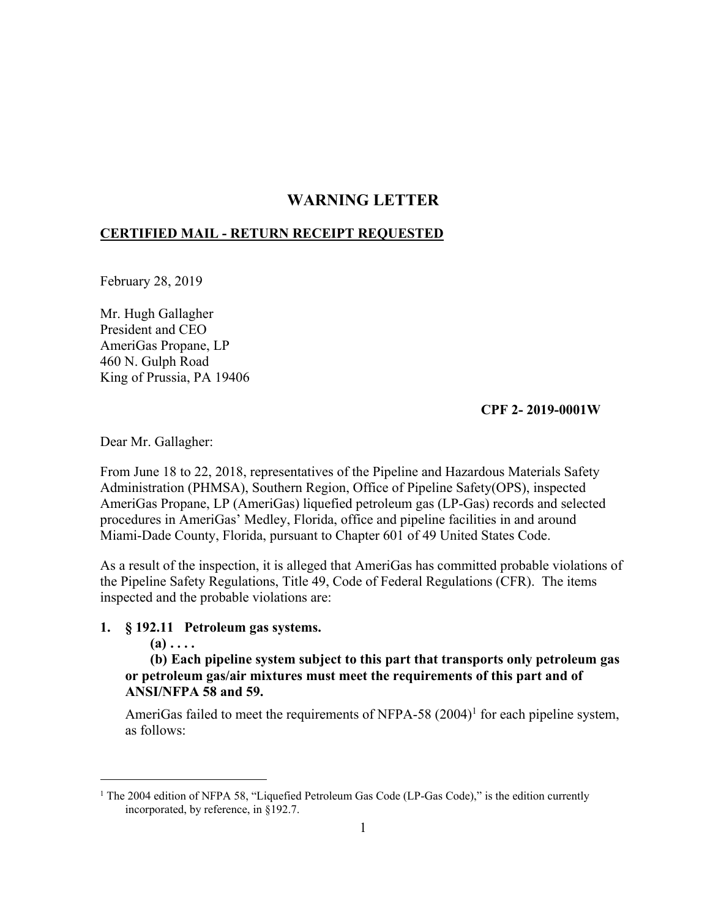# WARNING LETTER

**CERTIFIED MAIL - RETURN RECEIPT REQUESTED**

February 28, 2019

Mr. Hugh Gallagher
President and CEO
AmeriGas Propane, LP
460 N. Gulph Road
King of Prussia, PA 19406

**CPF 2- 2019-0001W**

Dear Mr. Gallagher:

From June 18 to 22, 2018, representatives of the Pipeline and Hazardous Materials Safety Administration (PHMSA), Southern Region, Office of Pipeline Safety(OPS), inspected AmeriGas Propane, LP (AmeriGas) liquefied petroleum gas (LP-Gas) records and selected procedures in AmeriGas' Medley, Florida, office and pipeline facilities in and around Miami-Dade County, Florida, pursuant to Chapter 601 of 49 United States Code.

As a result of the inspection, it is alleged that AmeriGas has committed probable violations of the Pipeline Safety Regulations, Title 49, Code of Federal Regulations (CFR). The items inspected and the probable violations are:

**1. § 192.11 Petroleum gas systems.**

**(a) . . . .**

**(b) Each pipeline system subject to this part that transports only petroleum gas or petroleum gas/air mixtures must meet the requirements of this part and of ANSI/NFPA 58 and 59.**

AmeriGas failed to meet the requirements of NFPA-58 (2004)[1] for each pipeline system, as follows:

---

[1] The 2004 edition of NFPA 58, "Liquefied Petroleum Gas Code (LP-Gas Code)," is the edition currently incorporated, by reference, in §192.7.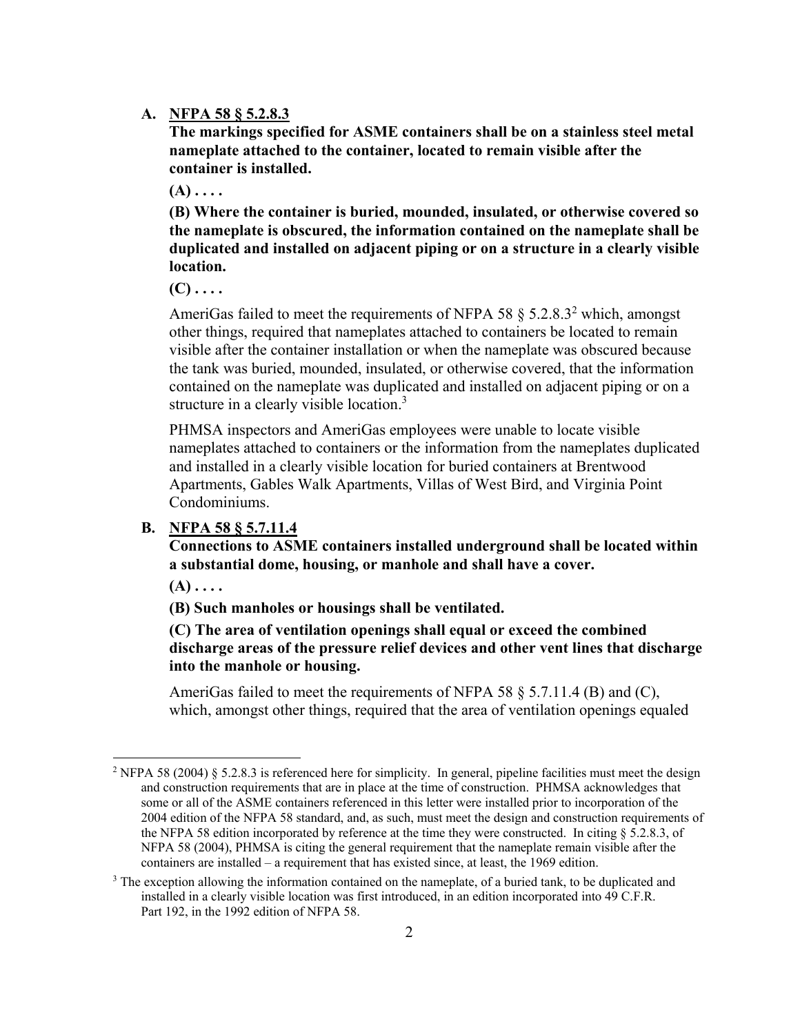**A. <u>NFPA 58 § 5.2.8.3</u>**

**The markings specified for ASME containers shall be on a stainless steel metal nameplate attached to the container, located to remain visible after the container is installed.**

**(A) . . . .**

**(B) Where the container is buried, mounded, insulated, or otherwise covered so the nameplate is obscured, the information contained on the nameplate shall be duplicated and installed on adjacent piping or on a structure in a clearly visible location.**

**(C) . . . .**

AmeriGas failed to meet the requirements of NFPA 58 § 5.2.8.3[2] which, amongst other things, required that nameplates attached to containers be located to remain visible after the container installation or when the nameplate was obscured because the tank was buried, mounded, insulated, or otherwise covered, that the information contained on the nameplate was duplicated and installed on adjacent piping or on a structure in a clearly visible location.[3]

PHMSA inspectors and AmeriGas employees were unable to locate visible nameplates attached to containers or the information from the nameplates duplicated and installed in a clearly visible location for buried containers at Brentwood Apartments, Gables Walk Apartments, Villas of West Bird, and Virginia Point Condominiums.

**B. <u>NFPA 58 § 5.7.11.4</u>**

**Connections to ASME containers installed underground shall be located within a substantial dome, housing, or manhole and shall have a cover.**

**(A) . . . .**

**(B) Such manholes or housings shall be ventilated.**

**(C) The area of ventilation openings shall equal or exceed the combined discharge areas of the pressure relief devices and other vent lines that discharge into the manhole or housing.**

AmeriGas failed to meet the requirements of NFPA 58 § 5.7.11.4 (B) and (C), which, amongst other things, required that the area of ventilation openings equaled

---

[2] NFPA 58 (2004) § 5.2.8.3 is referenced here for simplicity. In general, pipeline facilities must meet the design and construction requirements that are in place at the time of construction. PHMSA acknowledges that some or all of the ASME containers referenced in this letter were installed prior to incorporation of the 2004 edition of the NFPA 58 standard, and, as such, must meet the design and construction requirements of the NFPA 58 edition incorporated by reference at the time they were constructed. In citing § 5.2.8.3, of NFPA 58 (2004), PHMSA is citing the general requirement that the nameplate remain visible after the containers are installed – a requirement that has existed since, at least, the 1969 edition.

[3] The exception allowing the information contained on the nameplate, of a buried tank, to be duplicated and installed in a clearly visible location was first introduced, in an edition incorporated into 49 C.F.R. Part 192, in the 1992 edition of NFPA 58.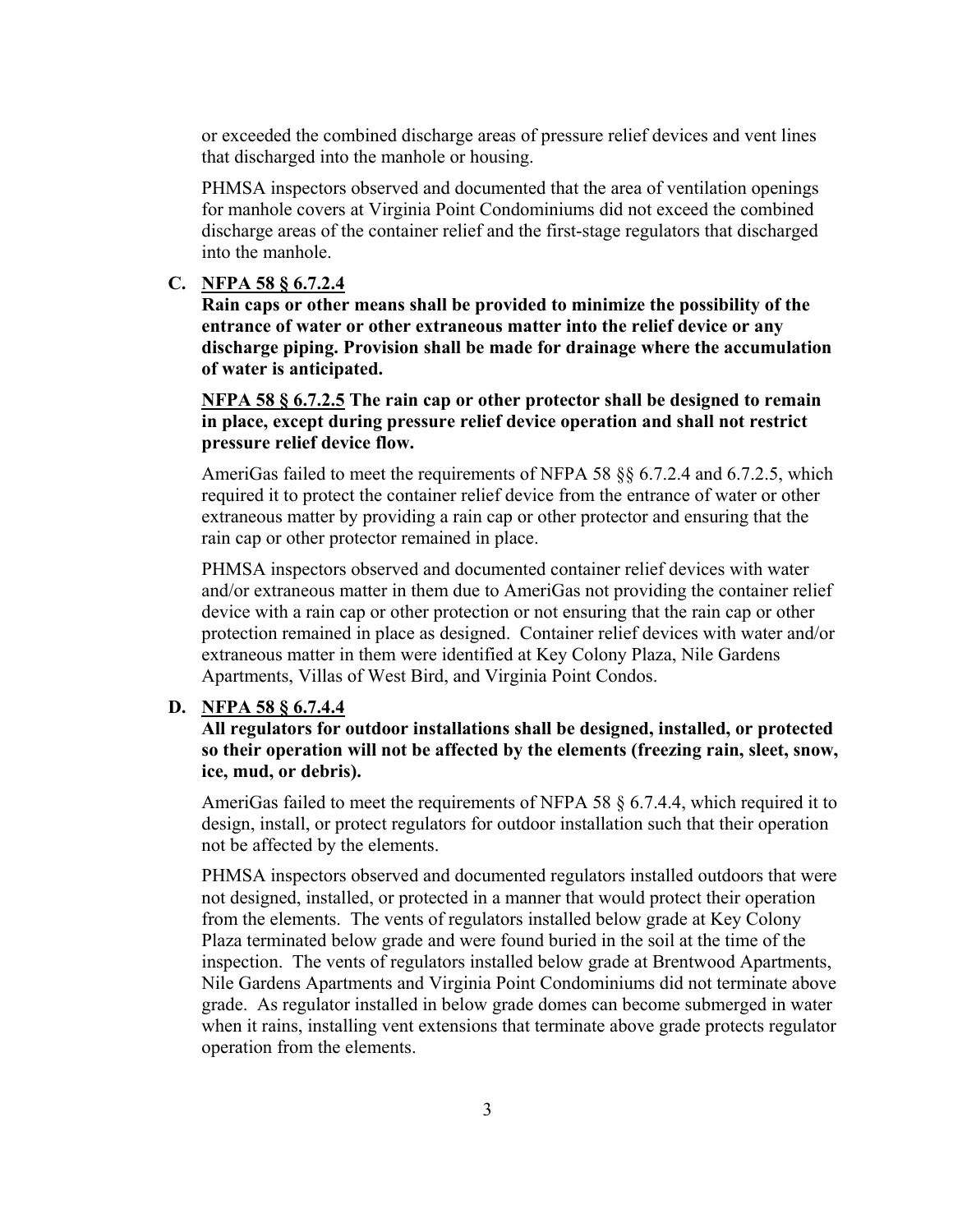or exceeded the combined discharge areas of pressure relief devices and vent lines that discharged into the manhole or housing.

PHMSA inspectors observed and documented that the area of ventilation openings for manhole covers at Virginia Point Condominiums did not exceed the combined discharge areas of the container relief and the first-stage regulators that discharged into the manhole.

**C. NFPA 58 § 6.7.2.4**
**Rain caps or other means shall be provided to minimize the possibility of the entrance of water or other extraneous matter into the relief device or any discharge piping. Provision shall be made for drainage where the accumulation of water is anticipated.**

**NFPA 58 § 6.7.2.5 The rain cap or other protector shall be designed to remain in place, except during pressure relief device operation and shall not restrict pressure relief device flow.**

AmeriGas failed to meet the requirements of NFPA 58 §§ 6.7.2.4 and 6.7.2.5, which required it to protect the container relief device from the entrance of water or other extraneous matter by providing a rain cap or other protector and ensuring that the rain cap or other protector remained in place.

PHMSA inspectors observed and documented container relief devices with water and/or extraneous matter in them due to AmeriGas not providing the container relief device with a rain cap or other protection or not ensuring that the rain cap or other protection remained in place as designed. Container relief devices with water and/or extraneous matter in them were identified at Key Colony Plaza, Nile Gardens Apartments, Villas of West Bird, and Virginia Point Condos.

**D. NFPA 58 § 6.7.4.4**
**All regulators for outdoor installations shall be designed, installed, or protected so their operation will not be affected by the elements (freezing rain, sleet, snow, ice, mud, or debris).**

AmeriGas failed to meet the requirements of NFPA 58 § 6.7.4.4, which required it to design, install, or protect regulators for outdoor installation such that their operation not be affected by the elements.

PHMSA inspectors observed and documented regulators installed outdoors that were not designed, installed, or protected in a manner that would protect their operation from the elements. The vents of regulators installed below grade at Key Colony Plaza terminated below grade and were found buried in the soil at the time of the inspection. The vents of regulators installed below grade at Brentwood Apartments, Nile Gardens Apartments and Virginia Point Condominiums did not terminate above grade. As regulator installed in below grade domes can become submerged in water when it rains, installing vent extensions that terminate above grade protects regulator operation from the elements.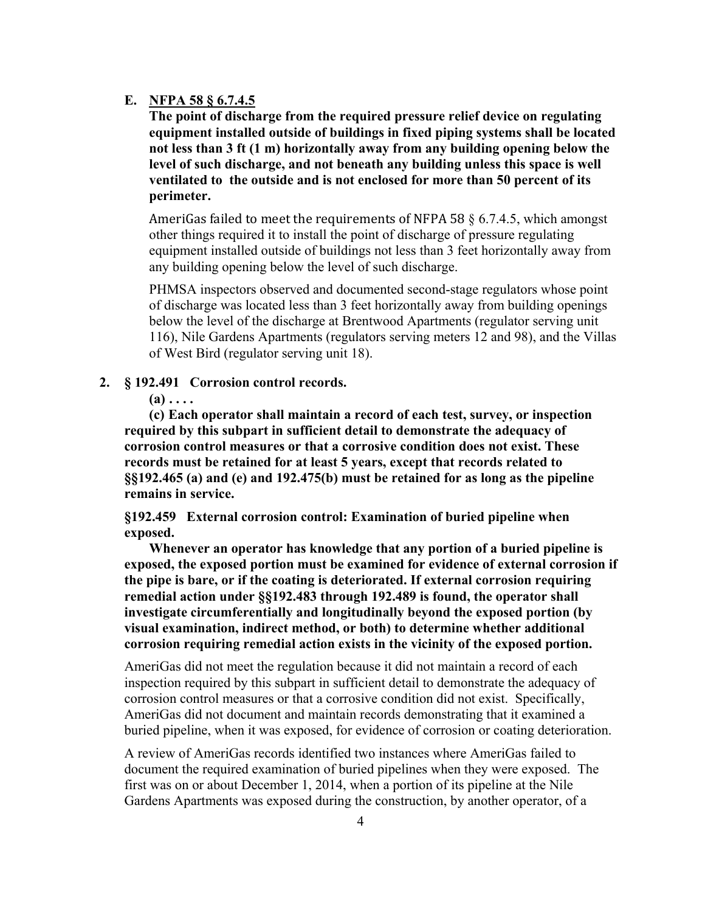**E. NFPA 58 § 6.7.4.5**

**The point of discharge from the required pressure relief device on regulating equipment installed outside of buildings in fixed piping systems shall be located not less than 3 ft (1 m) horizontally away from any building opening below the level of such discharge, and not beneath any building unless this space is well ventilated to the outside and is not enclosed for more than 50 percent of its perimeter.**

AmeriGas failed to meet the requirements of NFPA 58 § 6.7.4.5, which amongst other things required it to install the point of discharge of pressure regulating equipment installed outside of buildings not less than 3 feet horizontally away from any building opening below the level of such discharge.

PHMSA inspectors observed and documented second-stage regulators whose point of discharge was located less than 3 feet horizontally away from building openings below the level of the discharge at Brentwood Apartments (regulator serving unit 116), Nile Gardens Apartments (regulators serving meters 12 and 98), and the Villas of West Bird (regulator serving unit 18).

**2. § 192.491 Corrosion control records.**

**(a) . . . .**

**(c) Each operator shall maintain a record of each test, survey, or inspection required by this subpart in sufficient detail to demonstrate the adequacy of corrosion control measures or that a corrosive condition does not exist. These records must be retained for at least 5 years, except that records related to §§192.465 (a) and (e) and 192.475(b) must be retained for as long as the pipeline remains in service.**

**§192.459 External corrosion control: Examination of buried pipeline when exposed.**

**Whenever an operator has knowledge that any portion of a buried pipeline is exposed, the exposed portion must be examined for evidence of external corrosion if the pipe is bare, or if the coating is deteriorated. If external corrosion requiring remedial action under §§192.483 through 192.489 is found, the operator shall investigate circumferentially and longitudinally beyond the exposed portion (by visual examination, indirect method, or both) to determine whether additional corrosion requiring remedial action exists in the vicinity of the exposed portion.**

AmeriGas did not meet the regulation because it did not maintain a record of each inspection required by this subpart in sufficient detail to demonstrate the adequacy of corrosion control measures or that a corrosive condition did not exist. Specifically, AmeriGas did not document and maintain records demonstrating that it examined a buried pipeline, when it was exposed, for evidence of corrosion or coating deterioration.

A review of AmeriGas records identified two instances where AmeriGas failed to document the required examination of buried pipelines when they were exposed. The first was on or about December 1, 2014, when a portion of its pipeline at the Nile Gardens Apartments was exposed during the construction, by another operator, of a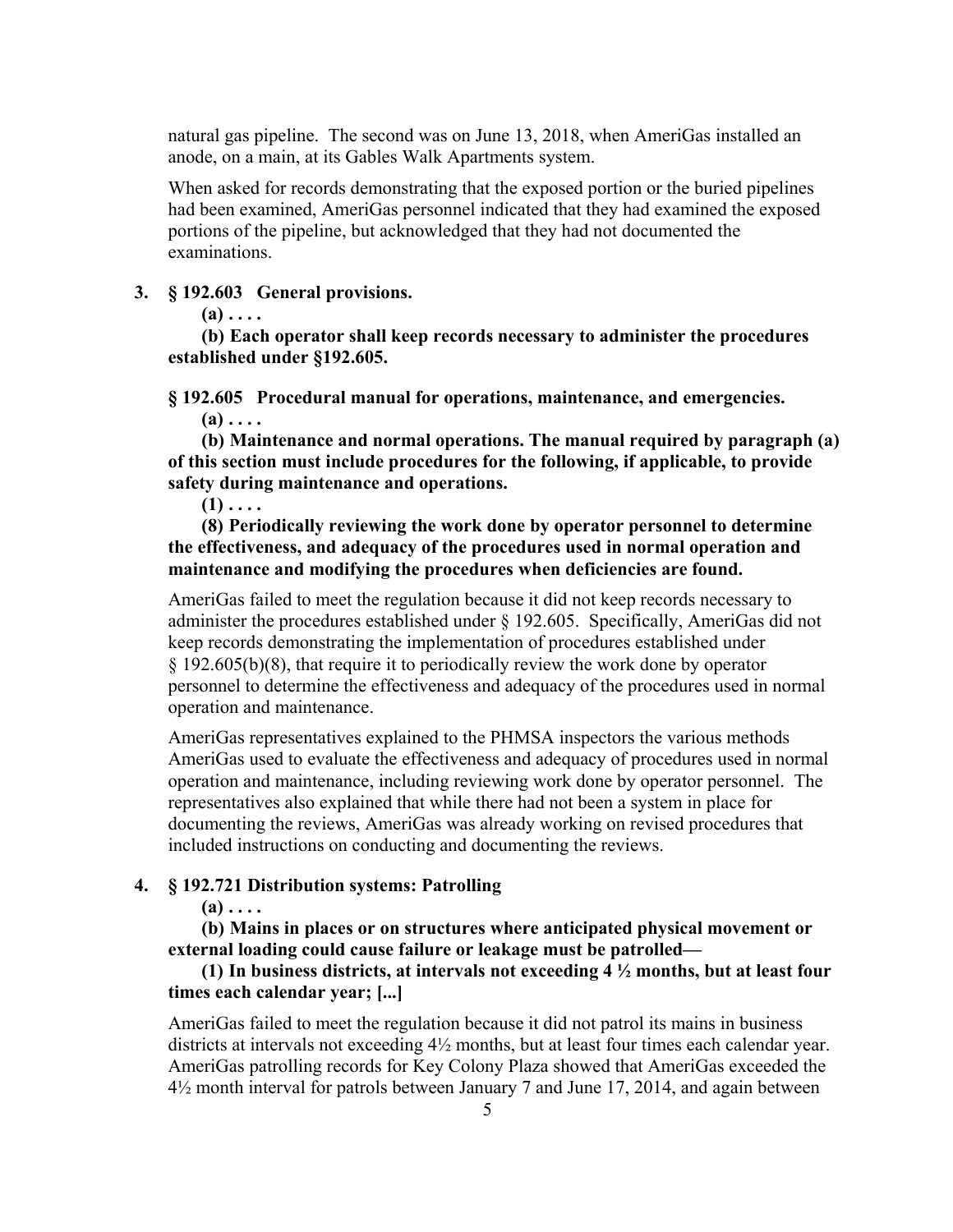natural gas pipeline. The second was on June 13, 2018, when AmeriGas installed an anode, on a main, at its Gables Walk Apartments system.

When asked for records demonstrating that the exposed portion or the buried pipelines had been examined, AmeriGas personnel indicated that they had examined the exposed portions of the pipeline, but acknowledged that they had not documented the examinations.

3. **§ 192.603 General provisions.**

   **(a) . . . .**

   **(b) Each operator shall keep records necessary to administer the procedures established under §192.605.**

   **§ 192.605 Procedural manual for operations, maintenance, and emergencies.**

   **(a) . . . .**

   **(b) Maintenance and normal operations. The manual required by paragraph (a) of this section must include procedures for the following, if applicable, to provide safety during maintenance and operations.**

   **(1) . . . .**

   **(8) Periodically reviewing the work done by operator personnel to determine the effectiveness, and adequacy of the procedures used in normal operation and maintenance and modifying the procedures when deficiencies are found.**

   AmeriGas failed to meet the regulation because it did not keep records necessary to administer the procedures established under § 192.605. Specifically, AmeriGas did not keep records demonstrating the implementation of procedures established under § 192.605(b)(8), that require it to periodically review the work done by operator personnel to determine the effectiveness and adequacy of the procedures used in normal operation and maintenance.

   AmeriGas representatives explained to the PHMSA inspectors the various methods AmeriGas used to evaluate the effectiveness and adequacy of procedures used in normal operation and maintenance, including reviewing work done by operator personnel. The representatives also explained that while there had not been a system in place for documenting the reviews, AmeriGas was already working on revised procedures that included instructions on conducting and documenting the reviews.

4. **§ 192.721 Distribution systems: Patrolling**

   **(a) . . . .**

   **(b) Mains in places or on structures where anticipated physical movement or external loading could cause failure or leakage must be patrolled—**

   **(1) In business districts, at intervals not exceeding 4 ½ months, but at least four times each calendar year; [...]**

   AmeriGas failed to meet the regulation because it did not patrol its mains in business districts at intervals not exceeding 4½ months, but at least four times each calendar year. AmeriGas patrolling records for Key Colony Plaza showed that AmeriGas exceeded the 4½ month interval for patrols between January 7 and June 17, 2014, and again between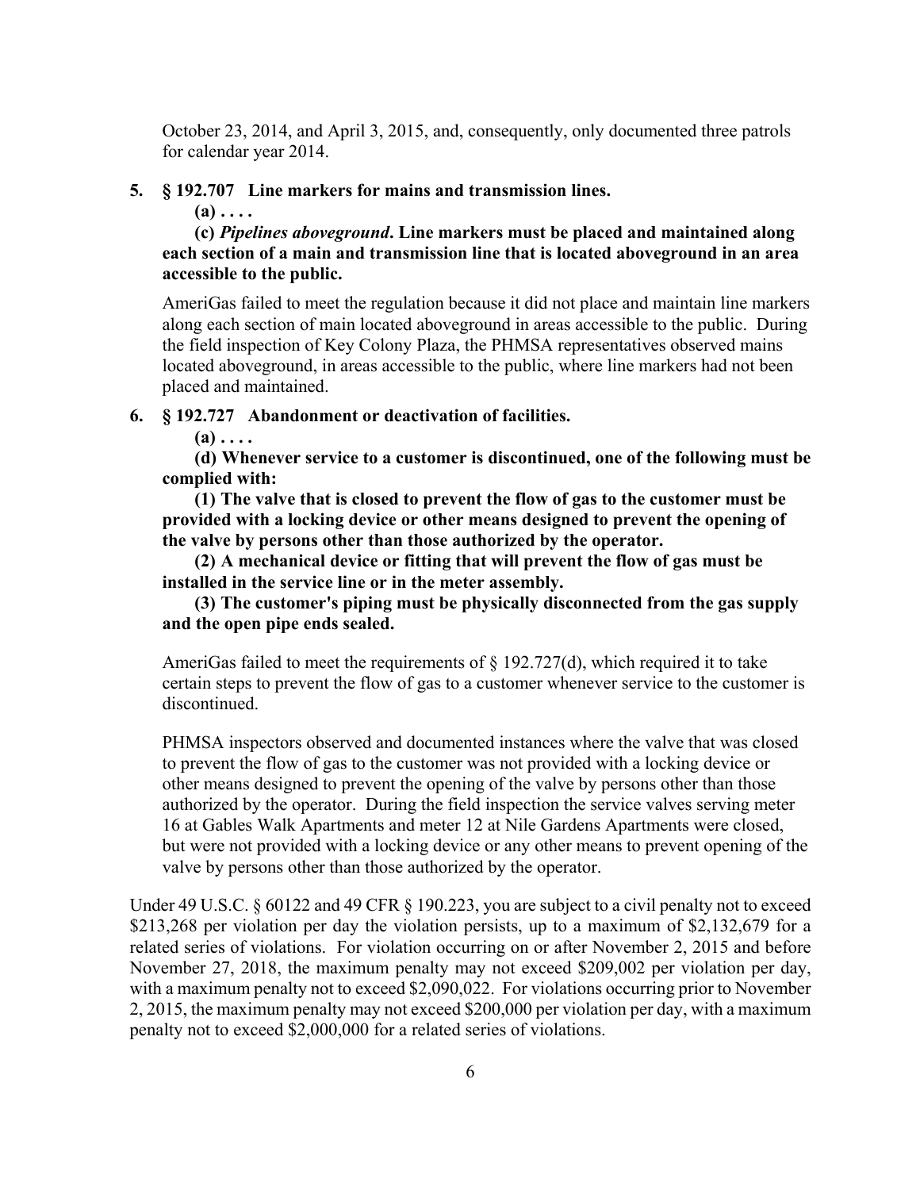October 23, 2014, and April 3, 2015, and, consequently, only documented three patrols for calendar year 2014.

**5. § 192.707 Line markers for mains and transmission lines.**

**(a) . . . .**

**(c) *Pipelines aboveground*. Line markers must be placed and maintained along each section of a main and transmission line that is located aboveground in an area accessible to the public.**

AmeriGas failed to meet the regulation because it did not place and maintain line markers along each section of main located aboveground in areas accessible to the public. During the field inspection of Key Colony Plaza, the PHMSA representatives observed mains located aboveground, in areas accessible to the public, where line markers had not been placed and maintained.

**6. § 192.727 Abandonment or deactivation of facilities.**

**(a) . . . .**

**(d) Whenever service to a customer is discontinued, one of the following must be complied with:**

**(1) The valve that is closed to prevent the flow of gas to the customer must be provided with a locking device or other means designed to prevent the opening of the valve by persons other than those authorized by the operator.**

**(2) A mechanical device or fitting that will prevent the flow of gas must be installed in the service line or in the meter assembly.**

**(3) The customer's piping must be physically disconnected from the gas supply and the open pipe ends sealed.**

AmeriGas failed to meet the requirements of § 192.727(d), which required it to take certain steps to prevent the flow of gas to a customer whenever service to the customer is discontinued.

PHMSA inspectors observed and documented instances where the valve that was closed to prevent the flow of gas to the customer was not provided with a locking device or other means designed to prevent the opening of the valve by persons other than those authorized by the operator. During the field inspection the service valves serving meter 16 at Gables Walk Apartments and meter 12 at Nile Gardens Apartments were closed, but were not provided with a locking device or any other means to prevent opening of the valve by persons other than those authorized by the operator.

Under 49 U.S.C. § 60122 and 49 CFR § 190.223, you are subject to a civil penalty not to exceed $213,268 per violation per day the violation persists, up to a maximum of $2,132,679 for a related series of violations. For violation occurring on or after November 2, 2015 and before November 27, 2018, the maximum penalty may not exceed $209,002 per violation per day, with a maximum penalty not to exceed $2,090,022. For violations occurring prior to November 2, 2015, the maximum penalty may not exceed $200,000 per violation per day, with a maximum penalty not to exceed $2,000,000 for a related series of violations.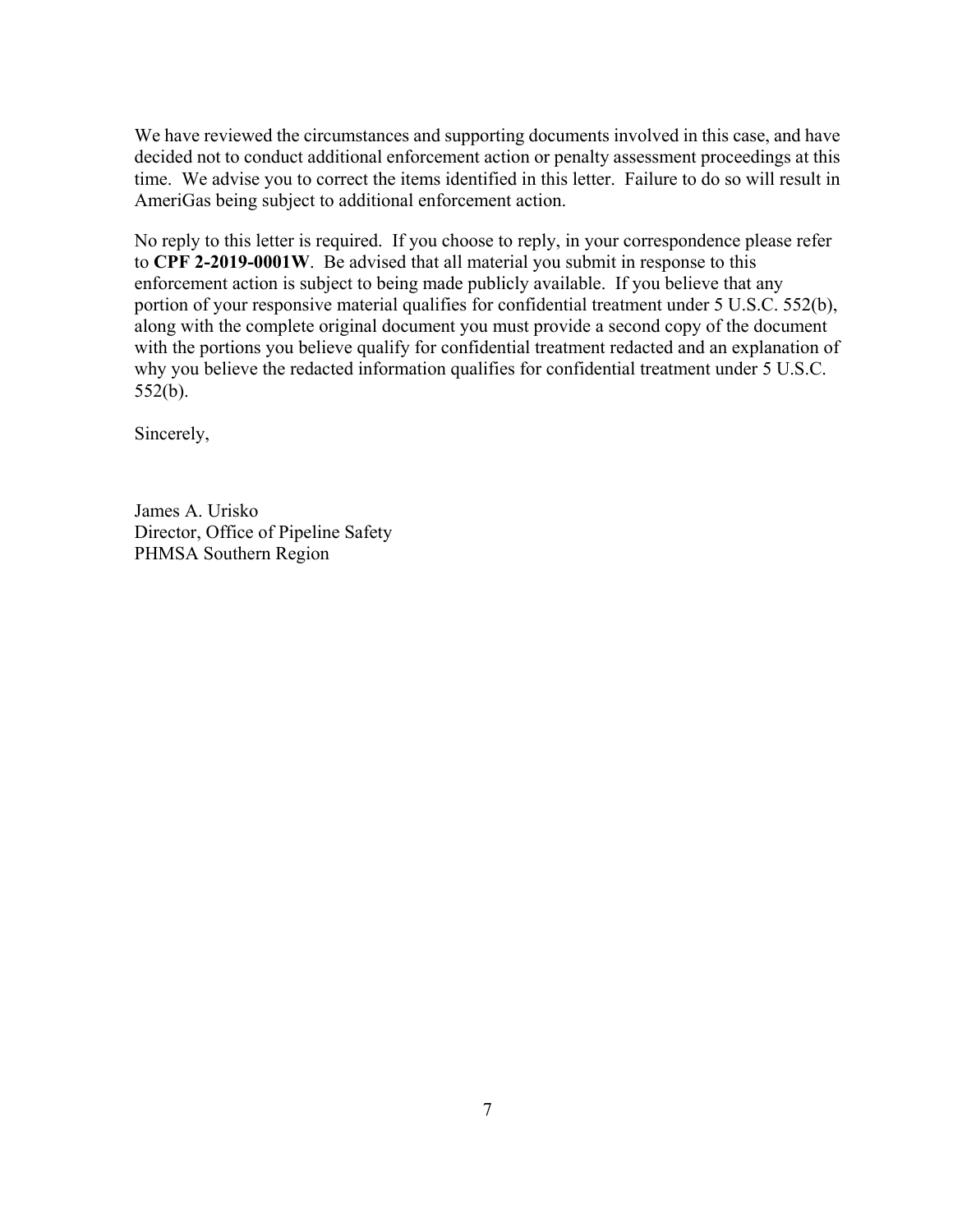We have reviewed the circumstances and supporting documents involved in this case, and have decided not to conduct additional enforcement action or penalty assessment proceedings at this time. We advise you to correct the items identified in this letter. Failure to do so will result in AmeriGas being subject to additional enforcement action.

No reply to this letter is required. If you choose to reply, in your correspondence please refer to **CPF 2-2019-0001W**. Be advised that all material you submit in response to this enforcement action is subject to being made publicly available. If you believe that any portion of your responsive material qualifies for confidential treatment under 5 U.S.C. 552(b), along with the complete original document you must provide a second copy of the document with the portions you believe qualify for confidential treatment redacted and an explanation of why you believe the redacted information qualifies for confidential treatment under 5 U.S.C. 552(b).

Sincerely,

James A. Urisko
Director, Office of Pipeline Safety
PHMSA Southern Region